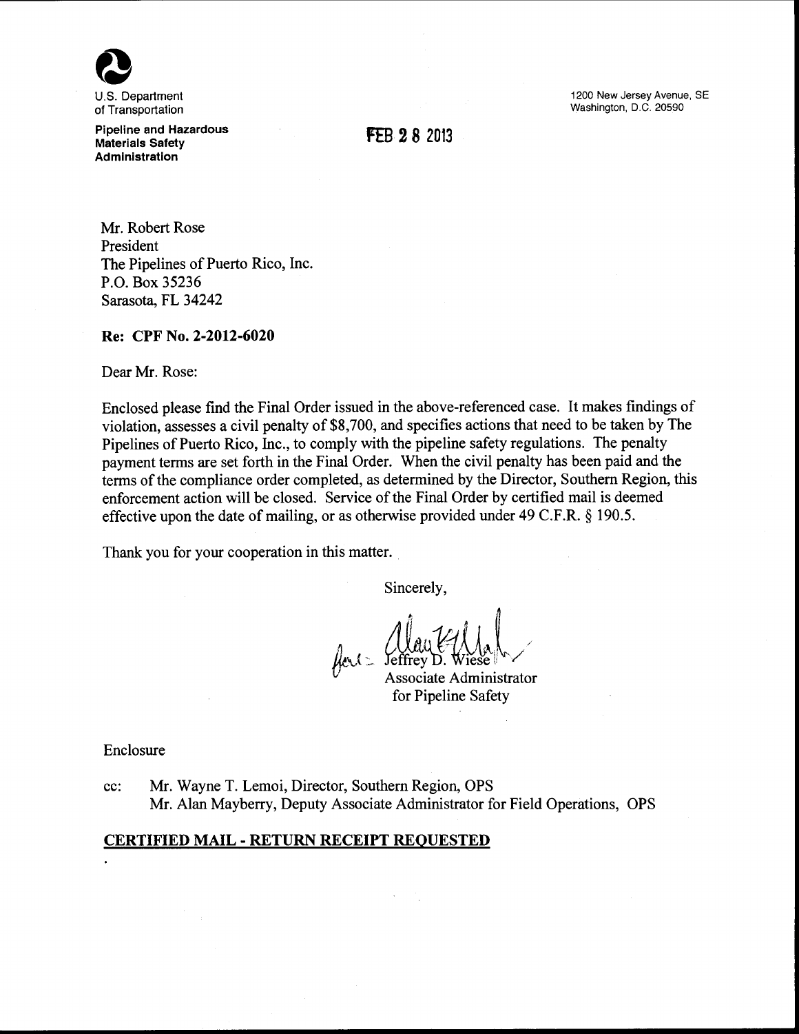U.S. Department of Transportation

**Pipeline and Hazardous Materials Safety Administration**

1200 New Jersey Avenue, SE
Washington, D.C. 20590

FEB 28 2013

Mr. Robert Rose
President
The Pipelines of Puerto Rico, Inc.
P.O. Box 35236
Sarasota, FL 34242

**Re: CPF No. 2-2012-6020**

Dear Mr. Rose:

Enclosed please find the Final Order issued in the above-referenced case. It makes findings of violation, assesses a civil penalty of $8,700, and specifies actions that need to be taken by The Pipelines of Puerto Rico, Inc., to comply with the pipeline safety regulations. The penalty payment terms are set forth in the Final Order. When the civil penalty has been paid and the terms of the compliance order completed, as determined by the Director, Southern Region, this enforcement action will be closed. Service of the Final Order by certified mail is deemed effective upon the date of mailing, or as otherwise provided under 49 C.F.R. § 190.5.

Thank you for your cooperation in this matter.

Sincerely,

Jeffrey D. Wiese
Associate Administrator
for Pipeline Safety

Enclosure

cc: Mr. Wayne T. Lemoi, Director, Southern Region, OPS
Mr. Alan Mayberry, Deputy Associate Administrator for Field Operations, OPS

**CERTIFIED MAIL - RETURN RECEIPT REQUESTED**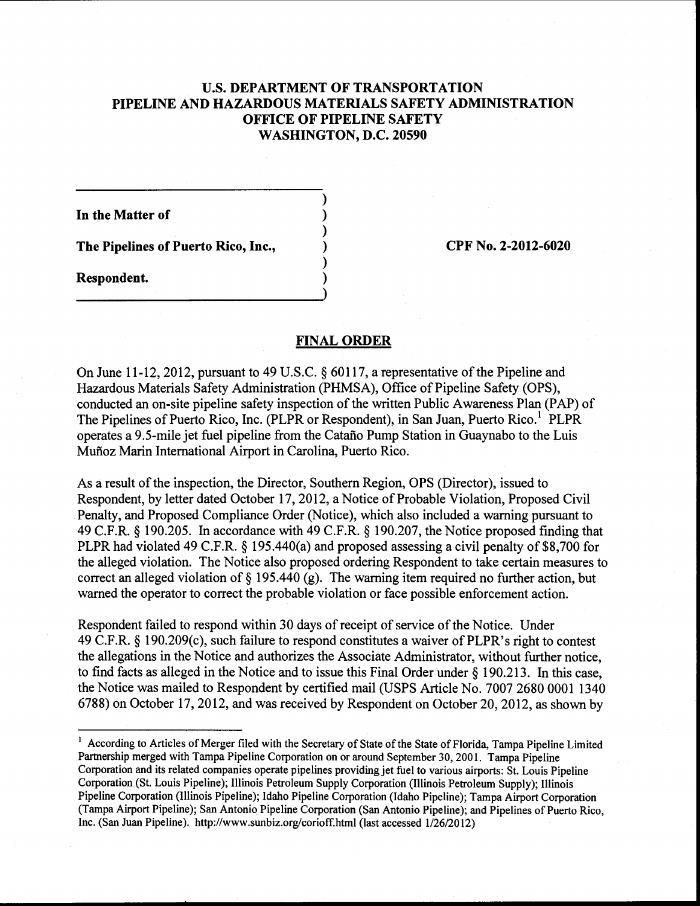**U.S. DEPARTMENT OF TRANSPORTATION**
**PIPELINE AND HAZARDOUS MATERIALS SAFETY ADMINISTRATION**
**OFFICE OF PIPELINE SAFETY**
**WASHINGTON, D.C. 20590**

| | |
|---|---|
| **In the Matter of** | |
| **The Pipelines of Puerto Rico, Inc.,** | **CPF No. 2-2012-6020** |
| **Respondent.** | |

## FINAL ORDER

On June 11-12, 2012, pursuant to 49 U.S.C. § 60117, a representative of the Pipeline and Hazardous Materials Safety Administration (PHMSA), Office of Pipeline Safety (OPS), conducted an on-site pipeline safety inspection of the written Public Awareness Plan (PAP) of The Pipelines of Puerto Rico, Inc. (PLPR or Respondent), in San Juan, Puerto Rico.[1] PLPR operates a 9.5-mile jet fuel pipeline from the Cataño Pump Station in Guaynabo to the Luis Muñoz Marin International Airport in Carolina, Puerto Rico.

As a result of the inspection, the Director, Southern Region, OPS (Director), issued to Respondent, by letter dated October 17, 2012, a Notice of Probable Violation, Proposed Civil Penalty, and Proposed Compliance Order (Notice), which also included a warning pursuant to 49 C.F.R. § 190.205. In accordance with 49 C.F.R. § 190.207, the Notice proposed finding that PLPR had violated 49 C.F.R. § 195.440(a) and proposed assessing a civil penalty of $8,700 for the alleged violation. The Notice also proposed ordering Respondent to take certain measures to correct an alleged violation of § 195.440 (g). The warning item required no further action, but warned the operator to correct the probable violation or face possible enforcement action.

Respondent failed to respond within 30 days of receipt of service of the Notice. Under 49 C.F.R. § 190.209(c), such failure to respond constitutes a waiver of PLPR's right to contest the allegations in the Notice and authorizes the Associate Administrator, without further notice, to find facts as alleged in the Notice and to issue this Final Order under § 190.213. In this case, the Notice was mailed to Respondent by certified mail (USPS Article No. 7007 2680 0001 1340 6788) on October 17, 2012, and was received by Respondent on October 20, 2012, as shown by

[1] According to Articles of Merger filed with the Secretary of State of the State of Florida, Tampa Pipeline Limited Partnership merged with Tampa Pipeline Corporation on or around September 30, 2001. Tampa Pipeline Corporation and its related companies operate pipelines providing jet fuel to various airports: St. Louis Pipeline Corporation (St. Louis Pipeline); Illinois Petroleum Supply Corporation (Illinois Petroleum Supply); Illinois Pipeline Corporation (Illinois Pipeline); Idaho Pipeline Corporation (Idaho Pipeline); Tampa Airport Corporation (Tampa Airport Pipeline); San Antonio Pipeline Corporation (San Antonio Pipeline); and Pipelines of Puerto Rico, Inc. (San Juan Pipeline). http://www.sunbiz.org/corioff.html (last accessed 1/26/2012)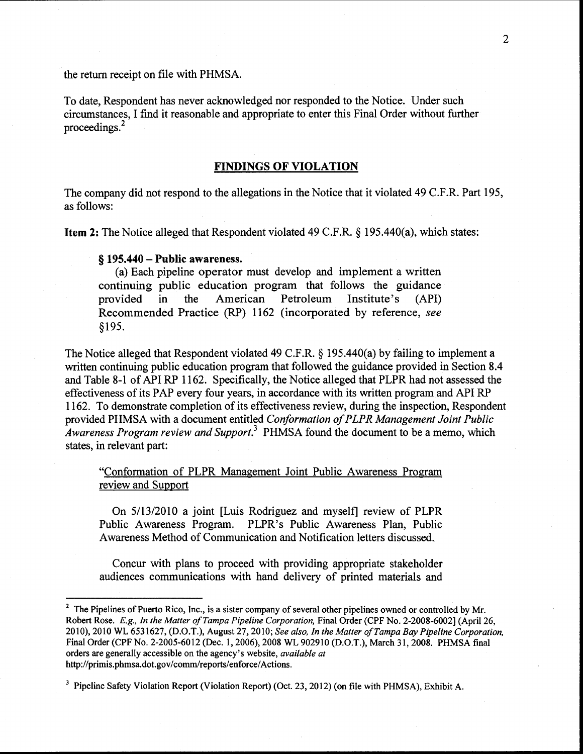the return receipt on file with PHMSA.

To date, Respondent has never acknowledged nor responded to the Notice. Under such circumstances, I find it reasonable and appropriate to enter this Final Order without further proceedings.[2]

## FINDINGS OF VIOLATION

The company did not respond to the allegations in the Notice that it violated 49 C.F.R. Part 195, as follows:

**Item 2:** The Notice alleged that Respondent violated 49 C.F.R. § 195.440(a), which states:

> **§ 195.440 – Public awareness.**
>
> (a) Each pipeline operator must develop and implement a written continuing public education program that follows the guidance provided in the American Petroleum Institute's (API) Recommended Practice (RP) 1162 (incorporated by reference, *see* §195.

The Notice alleged that Respondent violated 49 C.F.R. § 195.440(a) by failing to implement a written continuing public education program that followed the guidance provided in Section 8.4 and Table 8-1 of API RP 1162. Specifically, the Notice alleged that PLPR had not assessed the effectiveness of its PAP every four years, in accordance with its written program and API RP 1162. To demonstrate completion of its effectiveness review, during the inspection, Respondent provided PHMSA with a document entitled *Conformation of PLPR Management Joint Public Awareness Program review and Support.*[3] PHMSA found the document to be a memo, which states, in relevant part:

> "<u>Conformation of PLPR Management Joint Public Awareness Program review and Support</u>
>
> On 5/13/2010 a joint [Luis Rodriguez and myself] review of PLPR Public Awareness Program. PLPR's Public Awareness Plan, Public Awareness Method of Communication and Notification letters discussed.
>
> Concur with plans to proceed with providing appropriate stakeholder audiences communications with hand delivery of printed materials and

---

[2] The Pipelines of Puerto Rico, Inc., is a sister company of several other pipelines owned or controlled by Mr. Robert Rose. *E.g., In the Matter of Tampa Pipeline Corporation,* Final Order (CPF No. 2-2008-6002] (April 26, 2010), 2010 WL 6531627, (D.O.T.), August 27, 2010; *See also, In the Matter of Tampa Bay Pipeline Corporation,* Final Order (CPF No. 2-2005-6012 (Dec. 1, 2006), 2008 WL 902910 (D.O.T.), March 31, 2008. PHMSA final orders are generally accessible on the agency's website, *available at* http://primis.phmsa.dot.gov/comm/reports/enforce/Actions.

[3] Pipeline Safety Violation Report (Violation Report) (Oct. 23, 2012) (on file with PHMSA), Exhibit A.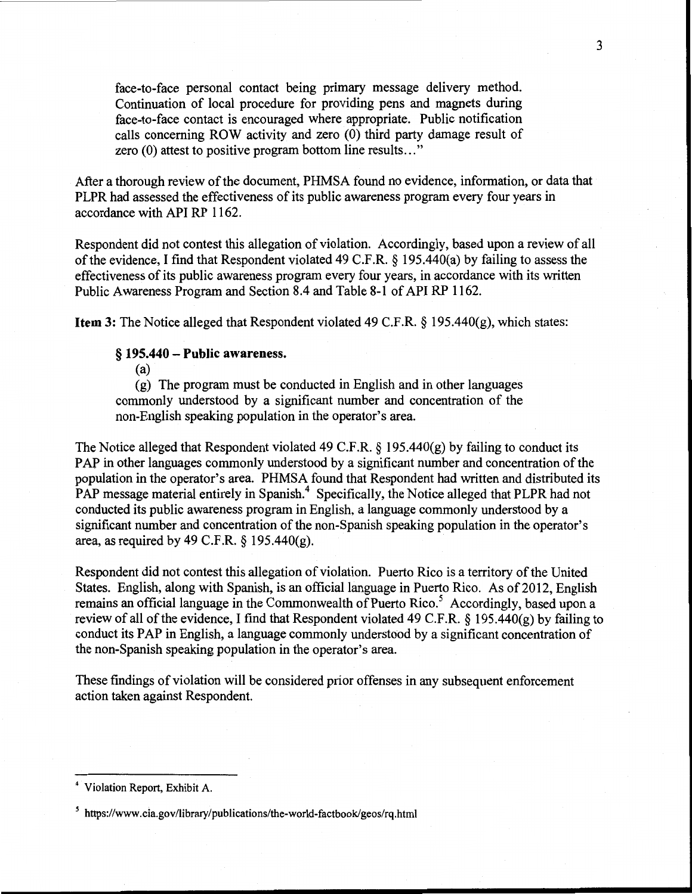face-to-face personal contact being primary message delivery method. Continuation of local procedure for providing pens and magnets during face-to-face contact is encouraged where appropriate. Public notification calls concerning ROW activity and zero (0) third party damage result of zero (0) attest to positive program bottom line results…"

After a thorough review of the document, PHMSA found no evidence, information, or data that PLPR had assessed the effectiveness of its public awareness program every four years in accordance with API RP 1162.

Respondent did not contest this allegation of violation. Accordingly, based upon a review of all of the evidence, I find that Respondent violated 49 C.F.R. § 195.440(a) by failing to assess the effectiveness of its public awareness program every four years, in accordance with its written Public Awareness Program and Section 8.4 and Table 8-1 of API RP 1162.

**Item 3:** The Notice alleged that Respondent violated 49 C.F.R. § 195.440(g), which states:

> **§ 195.440 – Public awareness.**
>
> (a)
>
> (g) The program must be conducted in English and in other languages commonly understood by a significant number and concentration of the non-English speaking population in the operator's area.

The Notice alleged that Respondent violated 49 C.F.R. § 195.440(g) by failing to conduct its PAP in other languages commonly understood by a significant number and concentration of the population in the operator's area. PHMSA found that Respondent had written and distributed its PAP message material entirely in Spanish.[4] Specifically, the Notice alleged that PLPR had not conducted its public awareness program in English, a language commonly understood by a significant number and concentration of the non-Spanish speaking population in the operator's area, as required by 49 C.F.R. § 195.440(g).

Respondent did not contest this allegation of violation. Puerto Rico is a territory of the United States. English, along with Spanish, is an official language in Puerto Rico. As of 2012, English remains an official language in the Commonwealth of Puerto Rico.[5] Accordingly, based upon a review of all of the evidence, I find that Respondent violated 49 C.F.R. § 195.440(g) by failing to conduct its PAP in English, a language commonly understood by a significant concentration of the non-Spanish speaking population in the operator's area.

These findings of violation will be considered prior offenses in any subsequent enforcement action taken against Respondent.

---

[4] Violation Report, Exhibit A.

[5] https://www.cia.gov/library/publications/the-world-factbook/geos/rq.html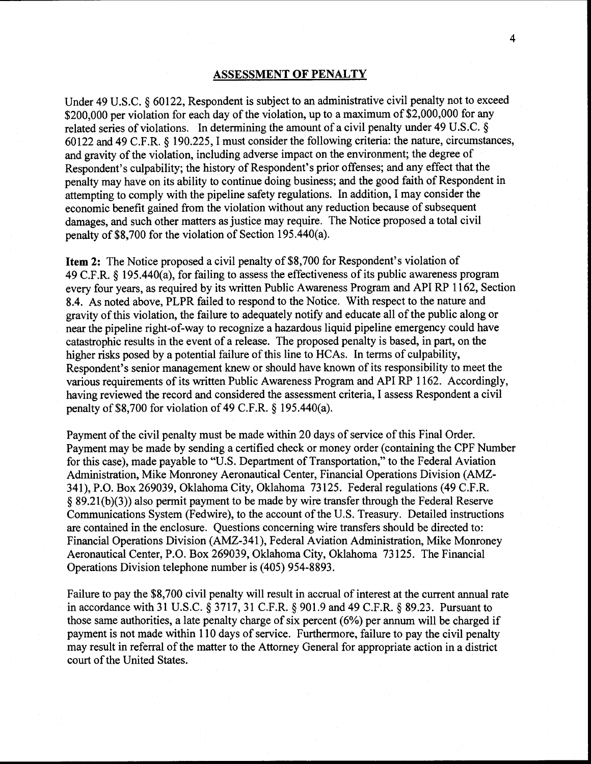## ASSESSMENT OF PENALTY

Under 49 U.S.C. § 60122, Respondent is subject to an administrative civil penalty not to exceed \$200,000 per violation for each day of the violation, up to a maximum of \$2,000,000 for any related series of violations. In determining the amount of a civil penalty under 49 U.S.C. § 60122 and 49 C.F.R. § 190.225, I must consider the following criteria: the nature, circumstances, and gravity of the violation, including adverse impact on the environment; the degree of Respondent's culpability; the history of Respondent's prior offenses; and any effect that the penalty may have on its ability to continue doing business; and the good faith of Respondent in attempting to comply with the pipeline safety regulations. In addition, I may consider the economic benefit gained from the violation without any reduction because of subsequent damages, and such other matters as justice may require. The Notice proposed a total civil penalty of \$8,700 for the violation of Section 195.440(a).

**Item 2:** The Notice proposed a civil penalty of \$8,700 for Respondent's violation of 49 C.F.R. § 195.440(a), for failing to assess the effectiveness of its public awareness program every four years, as required by its written Public Awareness Program and API RP 1162, Section 8.4. As noted above, PLPR failed to respond to the Notice. With respect to the nature and gravity of this violation, the failure to adequately notify and educate all of the public along or near the pipeline right-of-way to recognize a hazardous liquid pipeline emergency could have catastrophic results in the event of a release. The proposed penalty is based, in part, on the higher risks posed by a potential failure of this line to HCAs. In terms of culpability, Respondent's senior management knew or should have known of its responsibility to meet the various requirements of its written Public Awareness Program and API RP 1162. Accordingly, having reviewed the record and considered the assessment criteria, I assess Respondent a civil penalty of \$8,700 for violation of 49 C.F.R. § 195.440(a).

Payment of the civil penalty must be made within 20 days of service of this Final Order. Payment may be made by sending a certified check or money order (containing the CPF Number for this case), made payable to "U.S. Department of Transportation," to the Federal Aviation Administration, Mike Monroney Aeronautical Center, Financial Operations Division (AMZ-341), P.O. Box 269039, Oklahoma City, Oklahoma 73125. Federal regulations (49 C.F.R. § 89.21(b)(3)) also permit payment to be made by wire transfer through the Federal Reserve Communications System (Fedwire), to the account of the U.S. Treasury. Detailed instructions are contained in the enclosure. Questions concerning wire transfers should be directed to: Financial Operations Division (AMZ-341), Federal Aviation Administration, Mike Monroney Aeronautical Center, P.O. Box 269039, Oklahoma City, Oklahoma 73125. The Financial Operations Division telephone number is (405) 954-8893.

Failure to pay the \$8,700 civil penalty will result in accrual of interest at the current annual rate in accordance with 31 U.S.C. § 3717, 31 C.F.R. § 901.9 and 49 C.F.R. § 89.23. Pursuant to those same authorities, a late penalty charge of six percent (6%) per annum will be charged if payment is not made within 110 days of service. Furthermore, failure to pay the civil penalty may result in referral of the matter to the Attorney General for appropriate action in a district court of the United States.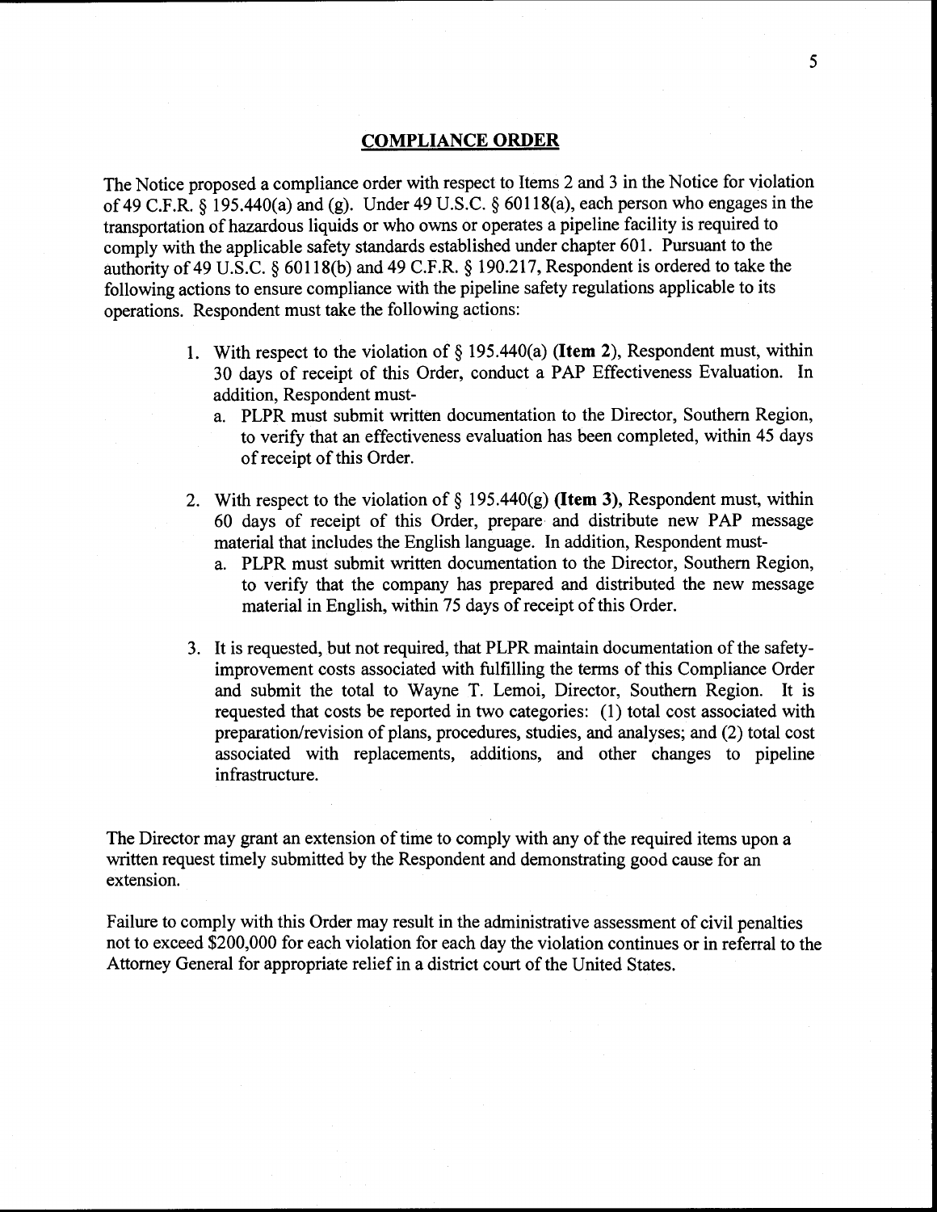## COMPLIANCE ORDER

The Notice proposed a compliance order with respect to Items 2 and 3 in the Notice for violation of 49 C.F.R. § 195.440(a) and (g). Under 49 U.S.C. § 60118(a), each person who engages in the transportation of hazardous liquids or who owns or operates a pipeline facility is required to comply with the applicable safety standards established under chapter 601. Pursuant to the authority of 49 U.S.C. § 60118(b) and 49 C.F.R. § 190.217, Respondent is ordered to take the following actions to ensure compliance with the pipeline safety regulations applicable to its operations. Respondent must take the following actions:

1. With respect to the violation of § 195.440(a) **(Item 2)**, Respondent must, within 30 days of receipt of this Order, conduct a PAP Effectiveness Evaluation. In addition, Respondent must-
   a. PLPR must submit written documentation to the Director, Southern Region, to verify that an effectiveness evaluation has been completed, within 45 days of receipt of this Order.

2. With respect to the violation of § 195.440(g) **(Item 3)**, Respondent must, within 60 days of receipt of this Order, prepare and distribute new PAP message material that includes the English language. In addition, Respondent must-
   a. PLPR must submit written documentation to the Director, Southern Region, to verify that the company has prepared and distributed the new message material in English, within 75 days of receipt of this Order.

3. It is requested, but not required, that PLPR maintain documentation of the safety-improvement costs associated with fulfilling the terms of this Compliance Order and submit the total to Wayne T. Lemoi, Director, Southern Region. It is requested that costs be reported in two categories: (1) total cost associated with preparation/revision of plans, procedures, studies, and analyses; and (2) total cost associated with replacements, additions, and other changes to pipeline infrastructure.

The Director may grant an extension of time to comply with any of the required items upon a written request timely submitted by the Respondent and demonstrating good cause for an extension.

Failure to comply with this Order may result in the administrative assessment of civil penalties not to exceed $200,000 for each violation for each day the violation continues or in referral to the Attorney General for appropriate relief in a district court of the United States.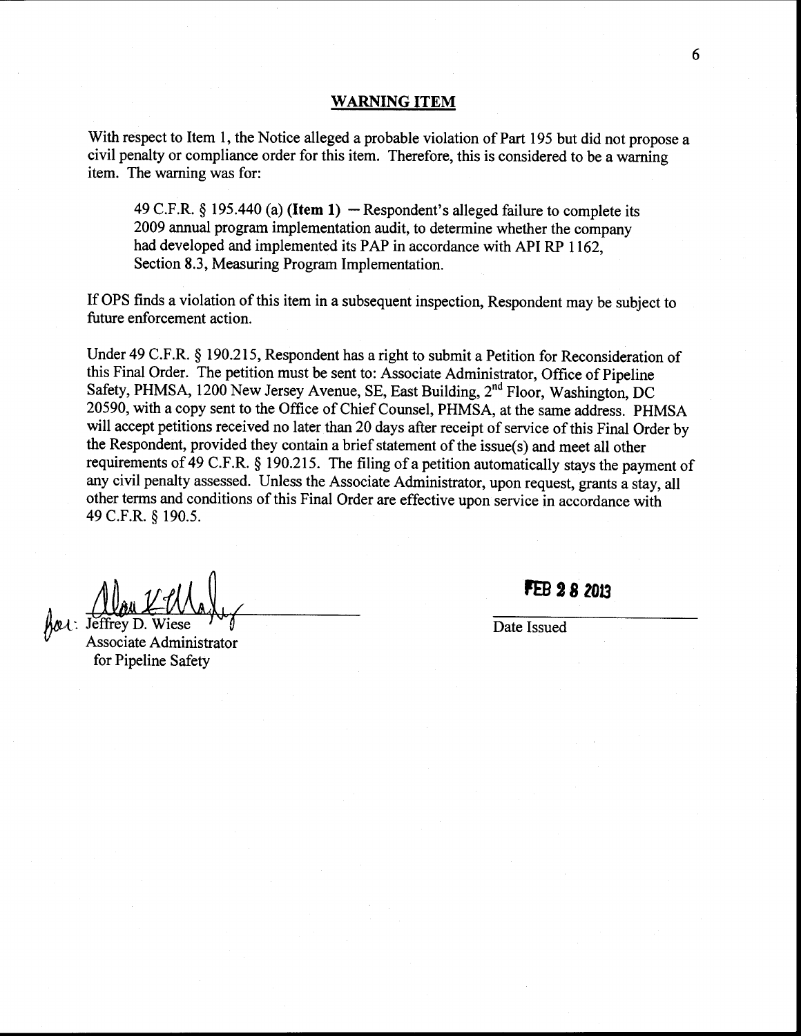## WARNING ITEM

With respect to Item 1, the Notice alleged a probable violation of Part 195 but did not propose a civil penalty or compliance order for this item. Therefore, this is considered to be a warning item. The warning was for:

> 49 C.F.R. § 195.440 (a) **(Item 1)** — Respondent's alleged failure to complete its 2009 annual program implementation audit, to determine whether the company had developed and implemented its PAP in accordance with API RP 1162, Section 8.3, Measuring Program Implementation.

If OPS finds a violation of this item in a subsequent inspection, Respondent may be subject to future enforcement action.

Under 49 C.F.R. § 190.215, Respondent has a right to submit a Petition for Reconsideration of this Final Order. The petition must be sent to: Associate Administrator, Office of Pipeline Safety, PHMSA, 1200 New Jersey Avenue, SE, East Building, 2nd Floor, Washington, DC 20590, with a copy sent to the Office of Chief Counsel, PHMSA, at the same address. PHMSA will accept petitions received no later than 20 days after receipt of service of this Final Order by the Respondent, provided they contain a brief statement of the issue(s) and meet all other requirements of 49 C.F.R. § 190.215. The filing of a petition automatically stays the payment of any civil penalty assessed. Unless the Associate Administrator, upon request, grants a stay, all other terms and conditions of this Final Order are effective upon service in accordance with 49 C.F.R. § 190.5.

for: Jeffrey D. Wiese
Associate Administrator
for Pipeline Safety

FEB 28 2013

Date Issued